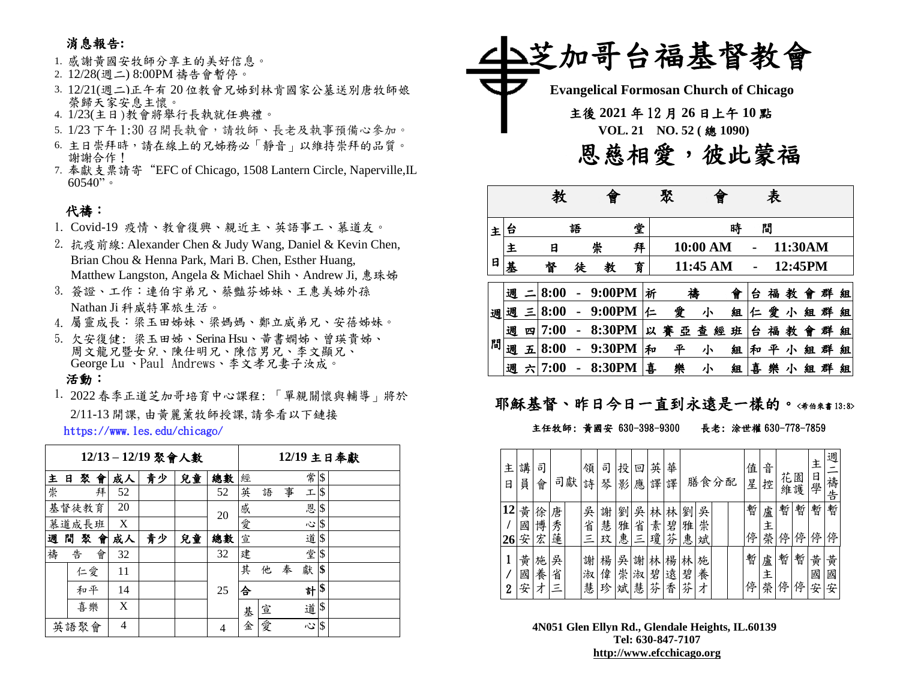## 消息報告:

1. 感謝黃國安牧師分享主的美好信息。
2. 12/28(週二) 8:00PM 禱告會暫停。
3. 12/21(週二)正午有 20 位教會兄姊到林肯國家公墓送別唐牧師娘榮歸天家安息主懷。
4. 1/23(主日)教會將舉行長執就任典禮。
5. 1/23 下午 1:30 召開長執會，請牧師、長老及執事預備心參加。
6. 主日崇拜時，請在線上的兄姊務必「靜音」以維持崇拜的品質。謝謝合作！
7. 奉獻支票請寄"EFC of Chicago, 1508 Lantern Circle, Naperville,IL 60540"。

## 代禱：

1. Covid-19 疫情、教會復興、親近主、英語事工、慕道友。
2. 抗疫前線: Alexander Chen & Judy Wang, Daniel & Kevin Chen, Brian Chou & Henna Park, Mari B. Chen, Esther Huang, Matthew Langston, Angela & Michael Shih、Andrew Ji, 惠珠姊
3. 簽證、工作：連伯宇弟兄、蔡豔芬姊妹、王惠美姊外孫 Nathan Ji 科威特軍旅生活。
4. 屬靈成長：梁玉田姊妹、梁媽媽、鄭立威弟兄、安蓓姊妹。
5. 欠安復健: 梁玉田姊、Serina Hsu、黃書嫻姊、曾瑛貴姊、周文龍兄暨女兒、陳仕明兄、陳信男兄、李文顯兄、George Lu 、Paul Andrews、李文孝兄妻子汝成。

## 活動：

1. 2022 春季正道芝加哥培育中心課程:「單親關懷與輔導」將於 2/11-13 開課, 由黃麗薰牧師授課, 請參看以下鏈接 https://www.les.edu/chicago/

| 12/13 – 12/19 聚會人數 | | 成人 | 青少 | 兒童 | 總數 | 12/19 主日奉獻 | |
|---|---|---|---|---|---|---|---|
| 主日聚會 | | 成人 | 青少 | 兒童 | 總數 | 經常 | $ |
| 崇拜 | | 52 | | | 52 | 英語事工 | $ |
| 基督徒教育 | | 20 | | | 20 | 感恩 | $ |
| 慕道成長班 | | X | | | | 愛心 | $ |
| 週間聚會 | | 成人 | 青少 | 兒童 | 總數 | 宣道 | $ |
| 禱告會 | | 32 | | | 32 | 建堂 | $ |
| | 仁愛 | 11 | | | 25 | 其他奉獻 | $ |
| | 和平 | 14 | | | | 合計 | $ |
| | 喜樂 | X | | | | 基金 宣道 | $ |
| 英語聚會 | | 4 | | | 4 | 基金 愛心 | $ |

# 芝加哥台福基督教會

**Evangelical Formosan Church of Chicago**

**主後 2021 年 12 月 26 日上午 10 點**

**VOL. 21 NO. 52 ( 總 1090)**

# 恩慈相愛，彼此蒙福

| 教會聚會表 | | | | |
|---|---|---|---|---|
| 主日 | 台語堂 | 時間 | | |
| | 主日崇拜 | 10:00 AM - 11:30AM | | |
| | 基督徒教育 | 11:45 AM - 12:45PM | | |
| 週間 | 週二 | 8:00 - 9:00PM | 祈禱會 | 台福教會群組 |
| | 週三 | 8:00 - 9:00PM | 仁愛小組 | 仁愛小組群組 |
| | 週四 | 7:00 - 8:30PM | 以賽亞查經班 | 台福教會群組 |
| | 週五 | 8:00 - 9:30PM | 和平小組 | 和平小組群組 |
| | 週六 | 7:00 - 8:30PM | 喜樂小組 | 喜樂小組群組 |

**耶穌基督、昨日今日一直到永遠是一樣的。**<希伯來書 13:8>

主任牧師: 黃國安 630-398-9300　　長老: 涂世權 630-778-7859

| 主日 | 講員 | 司會 | 司獻 | | 領詩 | 司琴 | 投影 | 回應 | 英譯 | 華譯 | 膳食分配 | | | 值星 | 音控 | 花園維護 | | 主日學 | 週二禱告 |
|---|---|---|---|---|---|---|---|---|---|---|---|---|---|---|---|---|---|---|---|
| 12/26 | 黃國安 | 徐博宏 | 唐秀蓮 | | 吳省三 | 謝慧玟 | 劉雅惠 | 吳省三 | 林素瓊 | 林碧芬 | 劉雅惠 | 吳崇斌 | | 暫停 | 盧主榮 | 暫停 | 暫停 | 暫停 | 暫停 |
| 1/2 | 黃國安 | 施養才 | 吳省三 | | 謝淑慧 | 楊偉珍 | 吳崇斌 | 謝淑慧 | 林碧芬 | 楊遠香 | 林碧芬 | 施養才 | | 暫停 | 盧主榮 | 暫停 | 暫停 | 黃國安 | 黃國安 |

**4N051 Glen Ellyn Rd., Glendale Heights, IL.60139**
**Tel: 630-847-7107**
**http://www.efcchicago.org**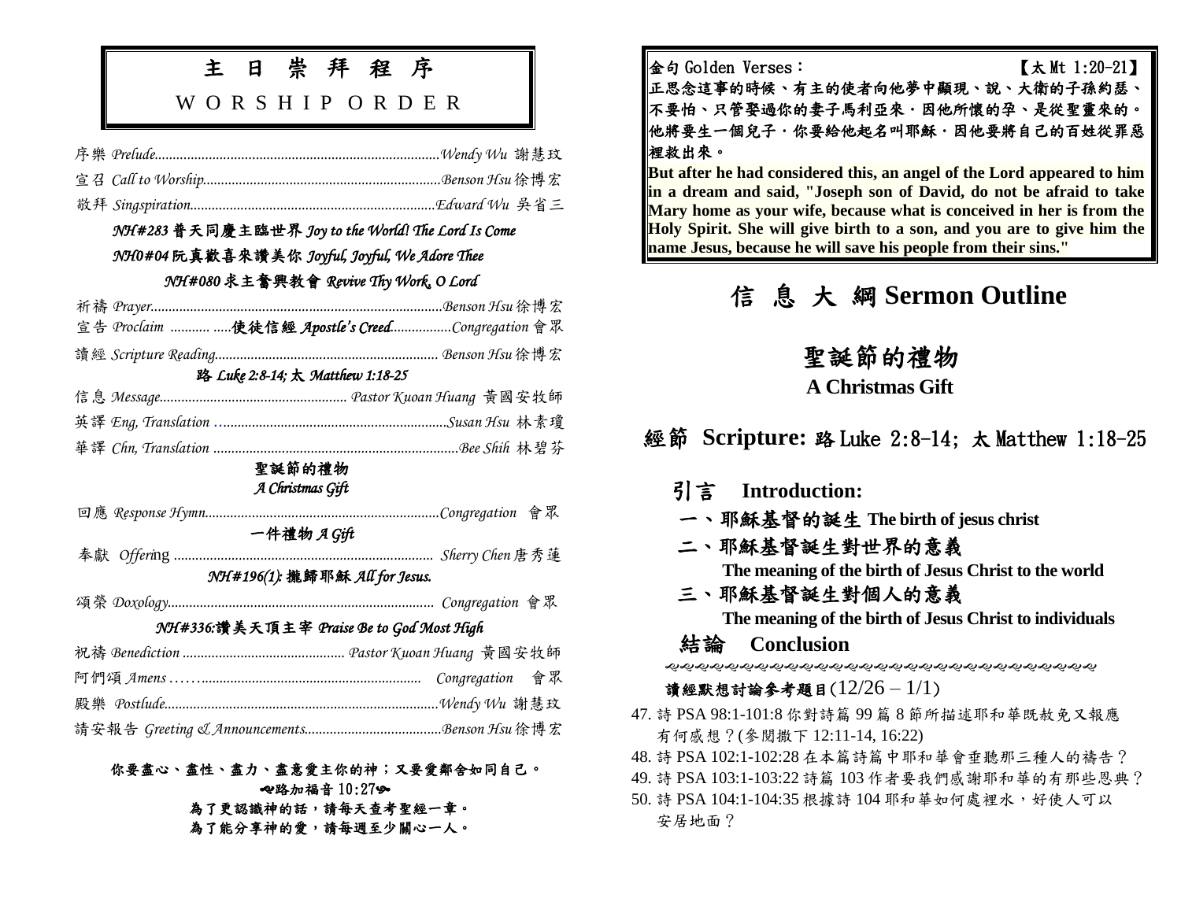# 主 日 崇 拜 程 序

## W O R S H I P O R D E R

序樂 *Prelude*.......................................................................*Wendy Wu* 謝慧玟

宣召 *Call to Worship*...........................................................*Benson Hsu* 徐博宏

敬拜 *Singspiration*...............................................................*Edward Wu* 吳省三

*NH#283* 普天同慶主臨世界 *Joy to the World! The Lord Is Come*

*NH0#04* 阮真歡喜來讚美你 *Joyful, Joyful, We Adore Thee*

*NH#080* 求主奮興教會 *Revive Thy Work, O Lord*

祈禱 *Prayer*.........................................................................*Benson Hsu* 徐博宏

宣告 *Proclaim* ........... .....使徒信經 ***Apostle's Creed***.................*Congregation* 會眾

讀經 *Scripture Reading*...................................................... *Benson Hsu* 徐博宏

路 *Luke 2:8-14;* 太 *Matthew 1:18-25*

信息 *Message*.................................................... *Pastor Kuoan Huang* 黃國安牧師

英譯 *Eng, Translation* …...............................................................*Susan Hsu* 林素瓊

華譯 *Chn, Translation* ....................................................................*Bee Shih* 林碧芬

**聖誕節的禮物**

*A Christmas Gift*

回應 *Response Hymn*.................................................................*Congregation* 會眾

一件禮物 *A Gift*

奉獻 *Offer*ing ........................................................................ *Sherry Chen* 唐秀蓮

*NH#196(1):* 攏歸耶穌 *All for Jesus.*

頌榮 *Doxology*........................................................................ *Congregation* 會眾

*NH#336:*讚美天頂主宰 *Praise Be to God Most High*

祝禱 *Benediction* ............................................ *Pastor Kuoan Huang* 黃國安牧師

阿們頌 *Amens* ……............................................................ *Congregation* 會眾

殿樂 *Postlude*..........................................................................*Wendy Wu* 謝慧玟

請安報告 *Greeting & Announcements*......................................*Benson Hsu* 徐博宏

**你要盡心、盡性、盡力、盡意愛主你的神；又要愛鄰舍如同自己。**

**路加福音 10:27**

**為了更認識神的話，請每天查考聖經一章。**

**為了能分享神的愛，請每週至少關心一人。**

---

金句 Golden Verses： 【太 Mt 1:20-21】

**正思念這事的時候、有主的使者向他夢中顯現、說、大衛的子孫約瑟、不要怕、只管娶過你的妻子馬利亞來．因他所懷的孕、是從聖靈來的。他將要生一個兒子．你要給他起名叫耶穌．因他要將自己的百姓從罪惡裡救出來。**

**But after he had considered this, an angel of the Lord appeared to him in a dream and said, "Joseph son of David, do not be afraid to take Mary home as your wife, because what is conceived in her is from the Holy Spirit. She will give birth to a son, and you are to give him the name Jesus, because he will save his people from their sins."**

# 信 息 大 綱 Sermon Outline

## 聖誕節的禮物

## A Christmas Gift

**經節 Scripture: 路 Luke 2:8-14; 太 Matthew 1:18-25**

**引言 Introduction:**

**一、耶穌基督的誕生 The birth of jesus christ**

**二、耶穌基督誕生對世界的意義**

**The meaning of the birth of Jesus Christ to the world**

**三、耶穌基督誕生對個人的意義**

**The meaning of the birth of Jesus Christ to individuals**

**結論 Conclusion**

**讀經默想討論參考題目**(12/26 – 1/1)

47. 詩 PSA 98:1-101:8 你對詩篇 99 篇 8 節所描述耶和華既赦免又報應有何感想？(參閱撒下 12:11-14, 16:22)
48. 詩 PSA 102:1-102:28 在本篇詩篇中耶和華會垂聽那三種人的禱告？
49. 詩 PSA 103:1-103:22 詩篇 103 作者要我們感謝耶和華的有那些恩典？
50. 詩 PSA 104:1-104:35 根據詩 104 耶和華如何處裡水，好使人可以安居地面？